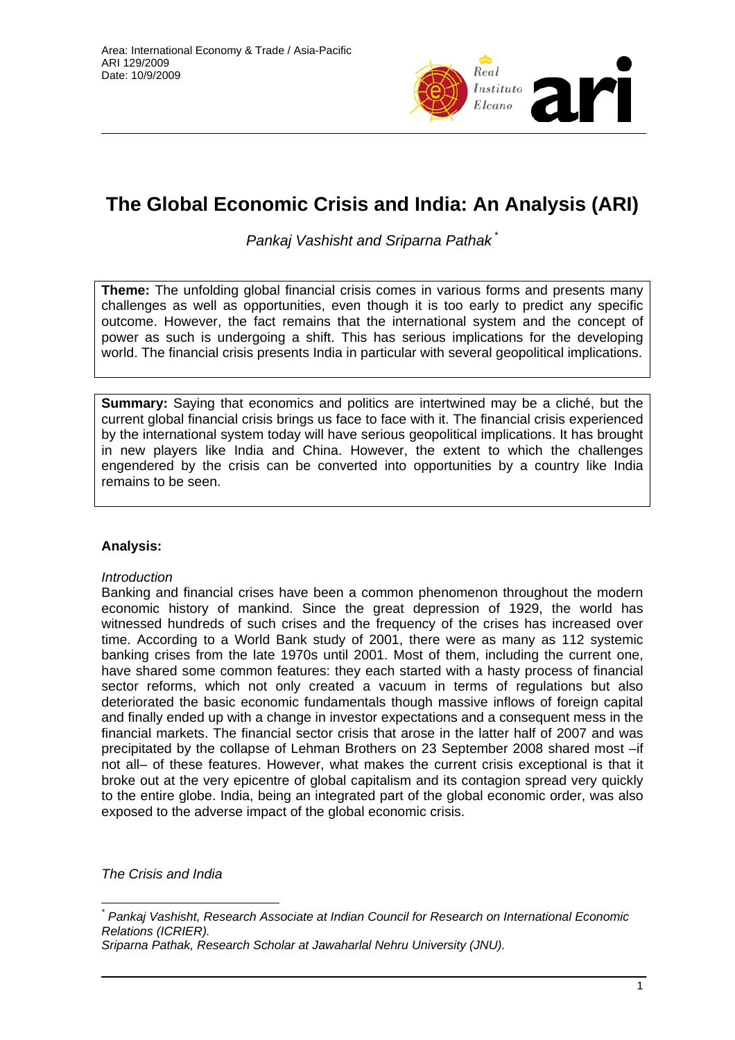Area: International Economy & Trade / Asia-Pacific
ARI 129/2009
Date: 10/9/2009

# The Global Economic Crisis and India: An Analysis (ARI)

*Pankaj Vashisht and Sriparna Pathak* [*]

**Theme:** The unfolding global financial crisis comes in various forms and presents many challenges as well as opportunities, even though it is too early to predict any specific outcome. However, the fact remains that the international system and the concept of power as such is undergoing a shift. This has serious implications for the developing world. The financial crisis presents India in particular with several geopolitical implications.

**Summary:** Saying that economics and politics are intertwined may be a cliché, but the current global financial crisis brings us face to face with it. The financial crisis experienced by the international system today will have serious geopolitical implications. It has brought in new players like India and China. However, the extent to which the challenges engendered by the crisis can be converted into opportunities by a country like India remains to be seen.

**Analysis:**

*Introduction*

Banking and financial crises have been a common phenomenon throughout the modern economic history of mankind. Since the great depression of 1929, the world has witnessed hundreds of such crises and the frequency of the crises has increased over time. According to a World Bank study of 2001, there were as many as 112 systemic banking crises from the late 1970s until 2001. Most of them, including the current one, have shared some common features: they each started with a hasty process of financial sector reforms, which not only created a vacuum in terms of regulations but also deteriorated the basic economic fundamentals though massive inflows of foreign capital and finally ended up with a change in investor expectations and a consequent mess in the financial markets. The financial sector crisis that arose in the latter half of 2007 and was precipitated by the collapse of Lehman Brothers on 23 September 2008 shared most –if not all– of these features. However, what makes the current crisis exceptional is that it broke out at the very epicentre of global capitalism and its contagion spread very quickly to the entire globe. India, being an integrated part of the global economic order, was also exposed to the adverse impact of the global economic crisis.

*The Crisis and India*

---

[*] *Pankaj Vashisht, Research Associate at Indian Council for Research on International Economic Relations (ICRIER).*
*Sriparna Pathak, Research Scholar at Jawaharlal Nehru University (JNU).*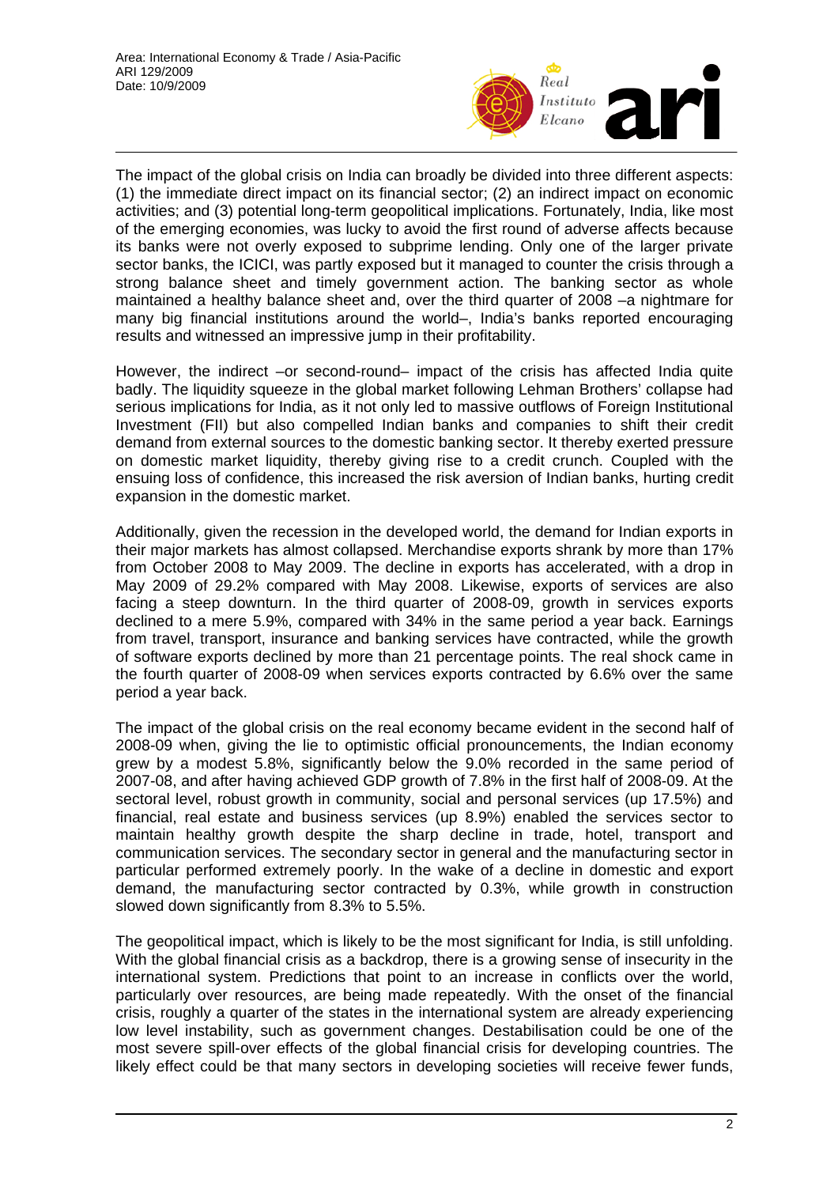The impact of the global crisis on India can broadly be divided into three different aspects: (1) the immediate direct impact on its financial sector; (2) an indirect impact on economic activities; and (3) potential long-term geopolitical implications. Fortunately, India, like most of the emerging economies, was lucky to avoid the first round of adverse affects because its banks were not overly exposed to subprime lending. Only one of the larger private sector banks, the ICICI, was partly exposed but it managed to counter the crisis through a strong balance sheet and timely government action. The banking sector as whole maintained a healthy balance sheet and, over the third quarter of 2008 –a nightmare for many big financial institutions around the world–, India's banks reported encouraging results and witnessed an impressive jump in their profitability.

However, the indirect –or second-round– impact of the crisis has affected India quite badly. The liquidity squeeze in the global market following Lehman Brothers' collapse had serious implications for India, as it not only led to massive outflows of Foreign Institutional Investment (FII) but also compelled Indian banks and companies to shift their credit demand from external sources to the domestic banking sector. It thereby exerted pressure on domestic market liquidity, thereby giving rise to a credit crunch. Coupled with the ensuing loss of confidence, this increased the risk aversion of Indian banks, hurting credit expansion in the domestic market.

Additionally, given the recession in the developed world, the demand for Indian exports in their major markets has almost collapsed. Merchandise exports shrank by more than 17% from October 2008 to May 2009. The decline in exports has accelerated, with a drop in May 2009 of 29.2% compared with May 2008. Likewise, exports of services are also facing a steep downturn. In the third quarter of 2008-09, growth in services exports declined to a mere 5.9%, compared with 34% in the same period a year back. Earnings from travel, transport, insurance and banking services have contracted, while the growth of software exports declined by more than 21 percentage points. The real shock came in the fourth quarter of 2008-09 when services exports contracted by 6.6% over the same period a year back.

The impact of the global crisis on the real economy became evident in the second half of 2008-09 when, giving the lie to optimistic official pronouncements, the Indian economy grew by a modest 5.8%, significantly below the 9.0% recorded in the same period of 2007-08, and after having achieved GDP growth of 7.8% in the first half of 2008-09. At the sectoral level, robust growth in community, social and personal services (up 17.5%) and financial, real estate and business services (up 8.9%) enabled the services sector to maintain healthy growth despite the sharp decline in trade, hotel, transport and communication services. The secondary sector in general and the manufacturing sector in particular performed extremely poorly. In the wake of a decline in domestic and export demand, the manufacturing sector contracted by 0.3%, while growth in construction slowed down significantly from 8.3% to 5.5%.

The geopolitical impact, which is likely to be the most significant for India, is still unfolding. With the global financial crisis as a backdrop, there is a growing sense of insecurity in the international system. Predictions that point to an increase in conflicts over the world, particularly over resources, are being made repeatedly. With the onset of the financial crisis, roughly a quarter of the states in the international system are already experiencing low level instability, such as government changes. Destabilisation could be one of the most severe spill-over effects of the global financial crisis for developing countries. The likely effect could be that many sectors in developing societies will receive fewer funds,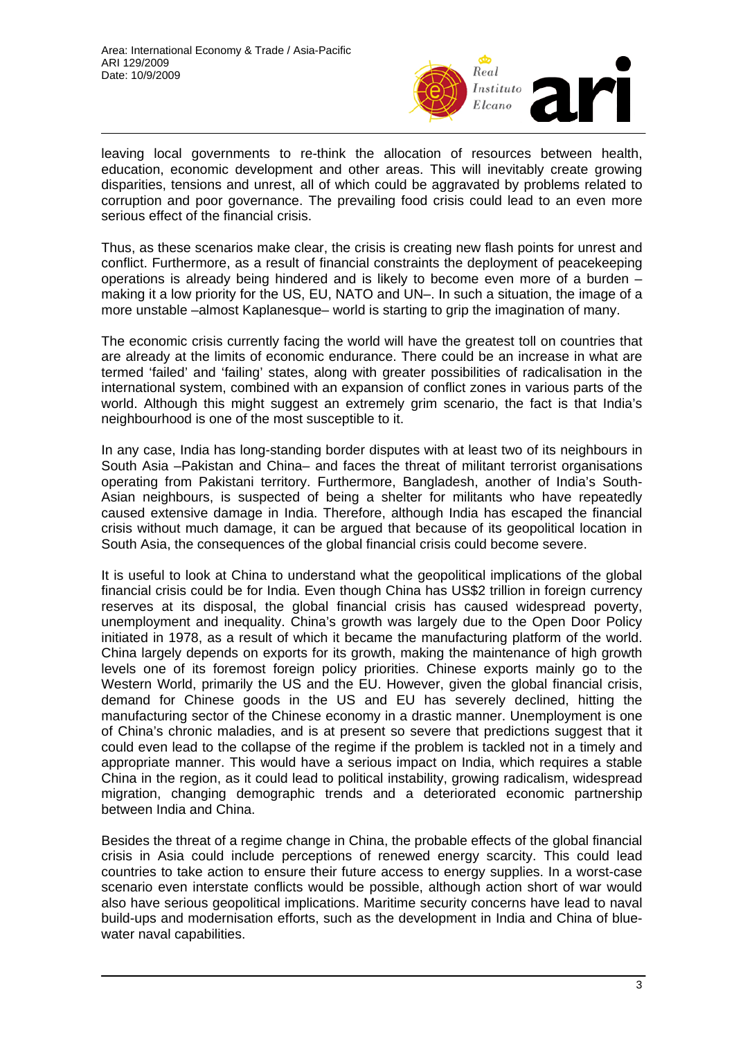leaving local governments to re-think the allocation of resources between health, education, economic development and other areas. This will inevitably create growing disparities, tensions and unrest, all of which could be aggravated by problems related to corruption and poor governance. The prevailing food crisis could lead to an even more serious effect of the financial crisis.

Thus, as these scenarios make clear, the crisis is creating new flash points for unrest and conflict. Furthermore, as a result of financial constraints the deployment of peacekeeping operations is already being hindered and is likely to become even more of a burden –making it a low priority for the US, EU, NATO and UN–. In such a situation, the image of a more unstable –almost Kaplanesque– world is starting to grip the imagination of many.

The economic crisis currently facing the world will have the greatest toll on countries that are already at the limits of economic endurance. There could be an increase in what are termed 'failed' and 'failing' states, along with greater possibilities of radicalisation in the international system, combined with an expansion of conflict zones in various parts of the world. Although this might suggest an extremely grim scenario, the fact is that India's neighbourhood is one of the most susceptible to it.

In any case, India has long-standing border disputes with at least two of its neighbours in South Asia –Pakistan and China– and faces the threat of militant terrorist organisations operating from Pakistani territory. Furthermore, Bangladesh, another of India's South-Asian neighbours, is suspected of being a shelter for militants who have repeatedly caused extensive damage in India. Therefore, although India has escaped the financial crisis without much damage, it can be argued that because of its geopolitical location in South Asia, the consequences of the global financial crisis could become severe.

It is useful to look at China to understand what the geopolitical implications of the global financial crisis could be for India. Even though China has US$2 trillion in foreign currency reserves at its disposal, the global financial crisis has caused widespread poverty, unemployment and inequality. China's growth was largely due to the Open Door Policy initiated in 1978, as a result of which it became the manufacturing platform of the world. China largely depends on exports for its growth, making the maintenance of high growth levels one of its foremost foreign policy priorities. Chinese exports mainly go to the Western World, primarily the US and the EU. However, given the global financial crisis, demand for Chinese goods in the US and EU has severely declined, hitting the manufacturing sector of the Chinese economy in a drastic manner. Unemployment is one of China's chronic maladies, and is at present so severe that predictions suggest that it could even lead to the collapse of the regime if the problem is tackled not in a timely and appropriate manner. This would have a serious impact on India, which requires a stable China in the region, as it could lead to political instability, growing radicalism, widespread migration, changing demographic trends and a deteriorated economic partnership between India and China.

Besides the threat of a regime change in China, the probable effects of the global financial crisis in Asia could include perceptions of renewed energy scarcity. This could lead countries to take action to ensure their future access to energy supplies. In a worst-case scenario even interstate conflicts would be possible, although action short of war would also have serious geopolitical implications. Maritime security concerns have lead to naval build-ups and modernisation efforts, such as the development in India and China of blue-water naval capabilities.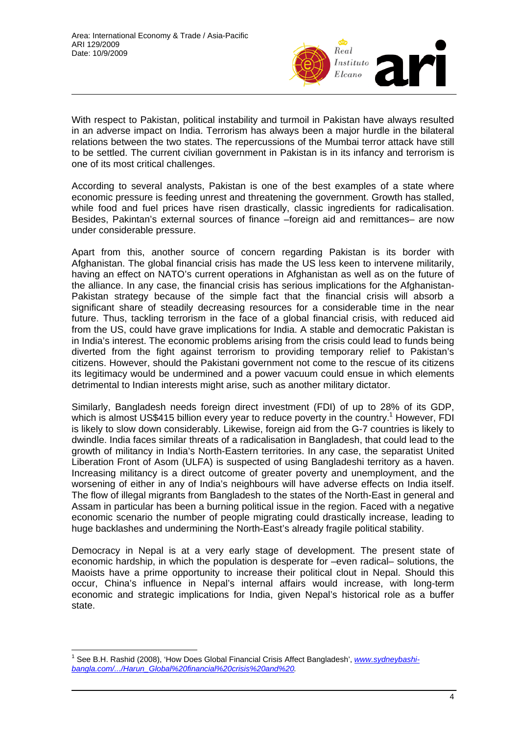With respect to Pakistan, political instability and turmoil in Pakistan have always resulted in an adverse impact on India. Terrorism has always been a major hurdle in the bilateral relations between the two states. The repercussions of the Mumbai terror attack have still to be settled. The current civilian government in Pakistan is in its infancy and terrorism is one of its most critical challenges.

According to several analysts, Pakistan is one of the best examples of a state where economic pressure is feeding unrest and threatening the government. Growth has stalled, while food and fuel prices have risen drastically, classic ingredients for radicalisation. Besides, Pakintan's external sources of finance –foreign aid and remittances– are now under considerable pressure.

Apart from this, another source of concern regarding Pakistan is its border with Afghanistan. The global financial crisis has made the US less keen to intervene militarily, having an effect on NATO's current operations in Afghanistan as well as on the future of the alliance. In any case, the financial crisis has serious implications for the Afghanistan-Pakistan strategy because of the simple fact that the financial crisis will absorb a significant share of steadily decreasing resources for a considerable time in the near future. Thus, tackling terrorism in the face of a global financial crisis, with reduced aid from the US, could have grave implications for India. A stable and democratic Pakistan is in India's interest. The economic problems arising from the crisis could lead to funds being diverted from the fight against terrorism to providing temporary relief to Pakistan's citizens. However, should the Pakistani government not come to the rescue of its citizens its legitimacy would be undermined and a power vacuum could ensue in which elements detrimental to Indian interests might arise, such as another military dictator.

Similarly, Bangladesh needs foreign direct investment (FDI) of up to 28% of its GDP, which is almost US$415 billion every year to reduce poverty in the country.[1] However, FDI is likely to slow down considerably. Likewise, foreign aid from the G-7 countries is likely to dwindle. India faces similar threats of a radicalisation in Bangladesh, that could lead to the growth of militancy in India's North-Eastern territories. In any case, the separatist United Liberation Front of Asom (ULFA) is suspected of using Bangladeshi territory as a haven. Increasing militancy is a direct outcome of greater poverty and unemployment, and the worsening of either in any of India's neighbours will have adverse effects on India itself. The flow of illegal migrants from Bangladesh to the states of the North-East in general and Assam in particular has been a burning political issue in the region. Faced with a negative economic scenario the number of people migrating could drastically increase, leading to huge backlashes and undermining the North-East's already fragile political stability.

Democracy in Nepal is at a very early stage of development. The present state of economic hardship, in which the population is desperate for –even radical– solutions, the Maoists have a prime opportunity to increase their political clout in Nepal. Should this occur, China's influence in Nepal's internal affairs would increase, with long-term economic and strategic implications for India, given Nepal's historical role as a buffer state.

---

[1] See B.H. Rashid (2008), 'How Does Global Financial Crisis Affect Bangladesh', *www.sydneybashi-bangla.com/.../Harun_Global%20financial%20crisis%20and%20*.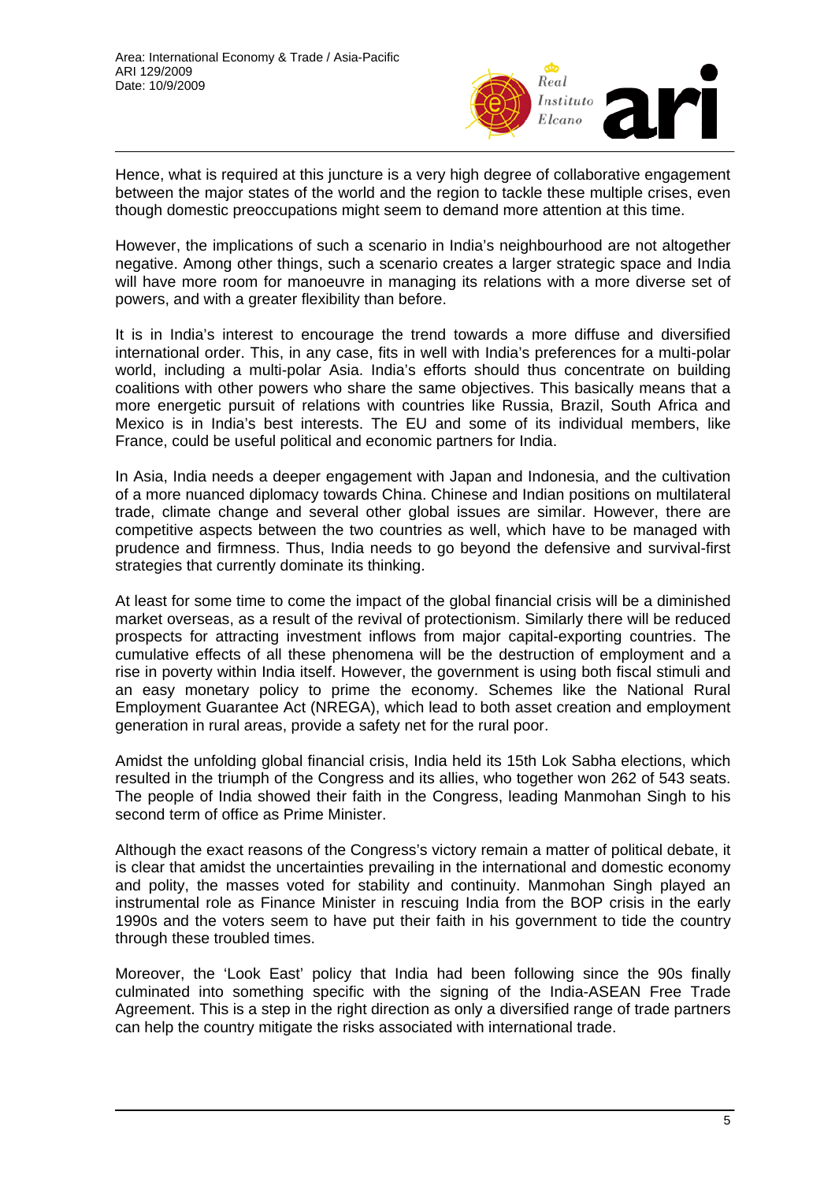Hence, what is required at this juncture is a very high degree of collaborative engagement between the major states of the world and the region to tackle these multiple crises, even though domestic preoccupations might seem to demand more attention at this time.

However, the implications of such a scenario in India's neighbourhood are not altogether negative. Among other things, such a scenario creates a larger strategic space and India will have more room for manoeuvre in managing its relations with a more diverse set of powers, and with a greater flexibility than before.

It is in India's interest to encourage the trend towards a more diffuse and diversified international order. This, in any case, fits in well with India's preferences for a multi-polar world, including a multi-polar Asia. India's efforts should thus concentrate on building coalitions with other powers who share the same objectives. This basically means that a more energetic pursuit of relations with countries like Russia, Brazil, South Africa and Mexico is in India's best interests. The EU and some of its individual members, like France, could be useful political and economic partners for India.

In Asia, India needs a deeper engagement with Japan and Indonesia, and the cultivation of a more nuanced diplomacy towards China. Chinese and Indian positions on multilateral trade, climate change and several other global issues are similar. However, there are competitive aspects between the two countries as well, which have to be managed with prudence and firmness. Thus, India needs to go beyond the defensive and survival-first strategies that currently dominate its thinking.

At least for some time to come the impact of the global financial crisis will be a diminished market overseas, as a result of the revival of protectionism. Similarly there will be reduced prospects for attracting investment inflows from major capital-exporting countries. The cumulative effects of all these phenomena will be the destruction of employment and a rise in poverty within India itself. However, the government is using both fiscal stimuli and an easy monetary policy to prime the economy. Schemes like the National Rural Employment Guarantee Act (NREGA), which lead to both asset creation and employment generation in rural areas, provide a safety net for the rural poor.

Amidst the unfolding global financial crisis, India held its 15th Lok Sabha elections, which resulted in the triumph of the Congress and its allies, who together won 262 of 543 seats. The people of India showed their faith in the Congress, leading Manmohan Singh to his second term of office as Prime Minister.

Although the exact reasons of the Congress's victory remain a matter of political debate, it is clear that amidst the uncertainties prevailing in the international and domestic economy and polity, the masses voted for stability and continuity. Manmohan Singh played an instrumental role as Finance Minister in rescuing India from the BOP crisis in the early 1990s and the voters seem to have put their faith in his government to tide the country through these troubled times.

Moreover, the 'Look East' policy that India had been following since the 90s finally culminated into something specific with the signing of the India-ASEAN Free Trade Agreement. This is a step in the right direction as only a diversified range of trade partners can help the country mitigate the risks associated with international trade.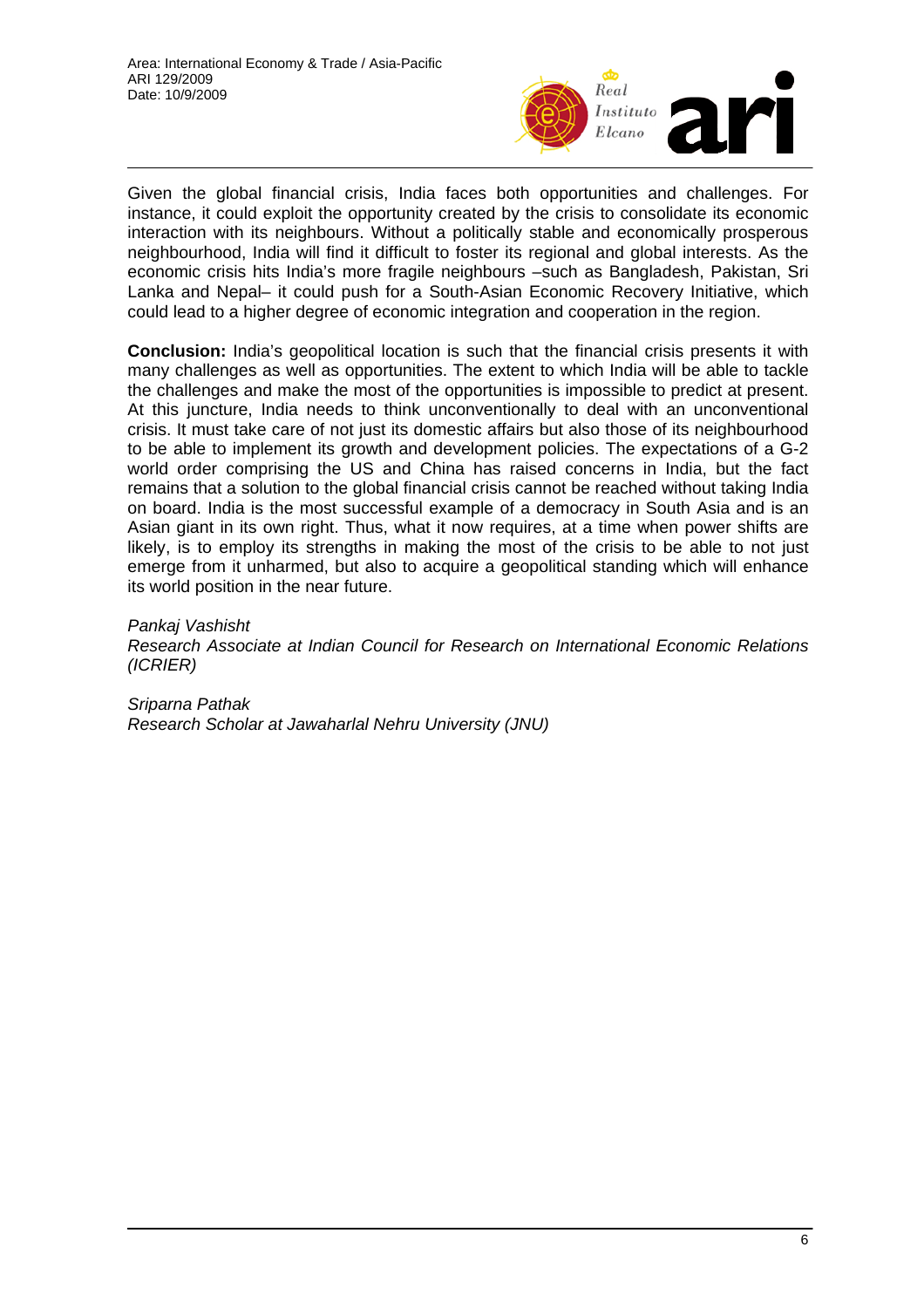Given the global financial crisis, India faces both opportunities and challenges. For instance, it could exploit the opportunity created by the crisis to consolidate its economic interaction with its neighbours. Without a politically stable and economically prosperous neighbourhood, India will find it difficult to foster its regional and global interests. As the economic crisis hits India's more fragile neighbours –such as Bangladesh, Pakistan, Sri Lanka and Nepal– it could push for a South-Asian Economic Recovery Initiative, which could lead to a higher degree of economic integration and cooperation in the region.

**Conclusion:** India's geopolitical location is such that the financial crisis presents it with many challenges as well as opportunities. The extent to which India will be able to tackle the challenges and make the most of the opportunities is impossible to predict at present. At this juncture, India needs to think unconventionally to deal with an unconventional crisis. It must take care of not just its domestic affairs but also those of its neighbourhood to be able to implement its growth and development policies. The expectations of a G-2 world order comprising the US and China has raised concerns in India, but the fact remains that a solution to the global financial crisis cannot be reached without taking India on board. India is the most successful example of a democracy in South Asia and is an Asian giant in its own right. Thus, what it now requires, at a time when power shifts are likely, is to employ its strengths in making the most of the crisis to be able to not just emerge from it unharmed, but also to acquire a geopolitical standing which will enhance its world position in the near future.

*Pankaj Vashisht*
*Research Associate at Indian Council for Research on International Economic Relations (ICRIER)*

*Sriparna Pathak*
*Research Scholar at Jawaharlal Nehru University (JNU)*